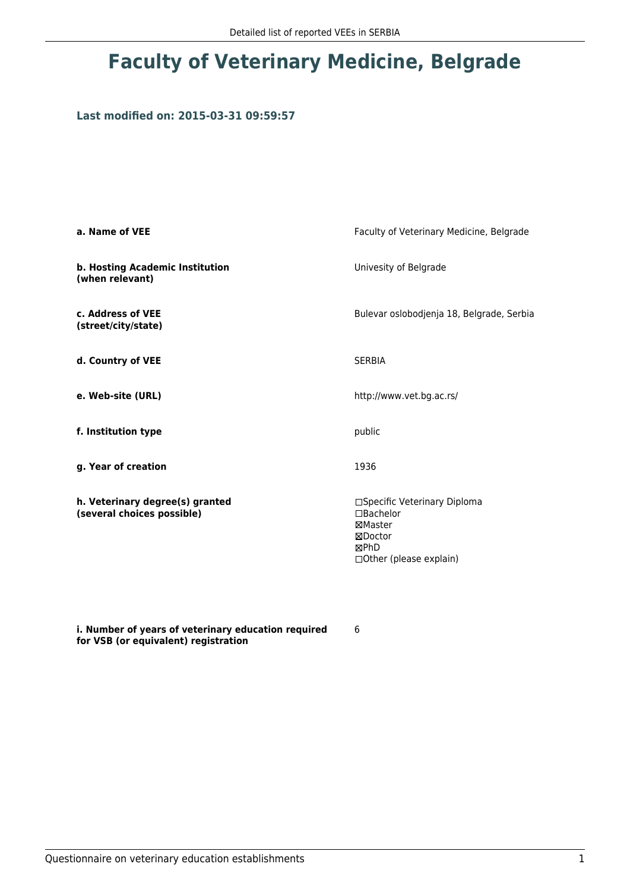# Faculty of Veterinary Medicine, Belgrade

**Last modified on: 2015-03-31 09:59:57**

| | |
|---|---|
| **a. Name of VEE** | Faculty of Veterinary Medicine, Belgrade |
| **b. Hosting Academic Institution (when relevant)** | Univesity of Belgrade |
| **c. Address of VEE (street/city/state)** | Bulevar oslobodjenja 18, Belgrade, Serbia |
| **d. Country of VEE** | SERBIA |
| **e. Web-site (URL)** | http://www.vet.bg.ac.rs/ |
| **f. Institution type** | public |
| **g. Year of creation** | 1936 |
| **h. Veterinary degree(s) granted (several choices possible)** | ☐Specific Veterinary Diploma<br>☐Bachelor<br>☒Master<br>☒Doctor<br>☒PhD<br>☐Other (please explain) |
| **i. Number of years of veterinary education required for VSB (or equivalent) registration** | 6 |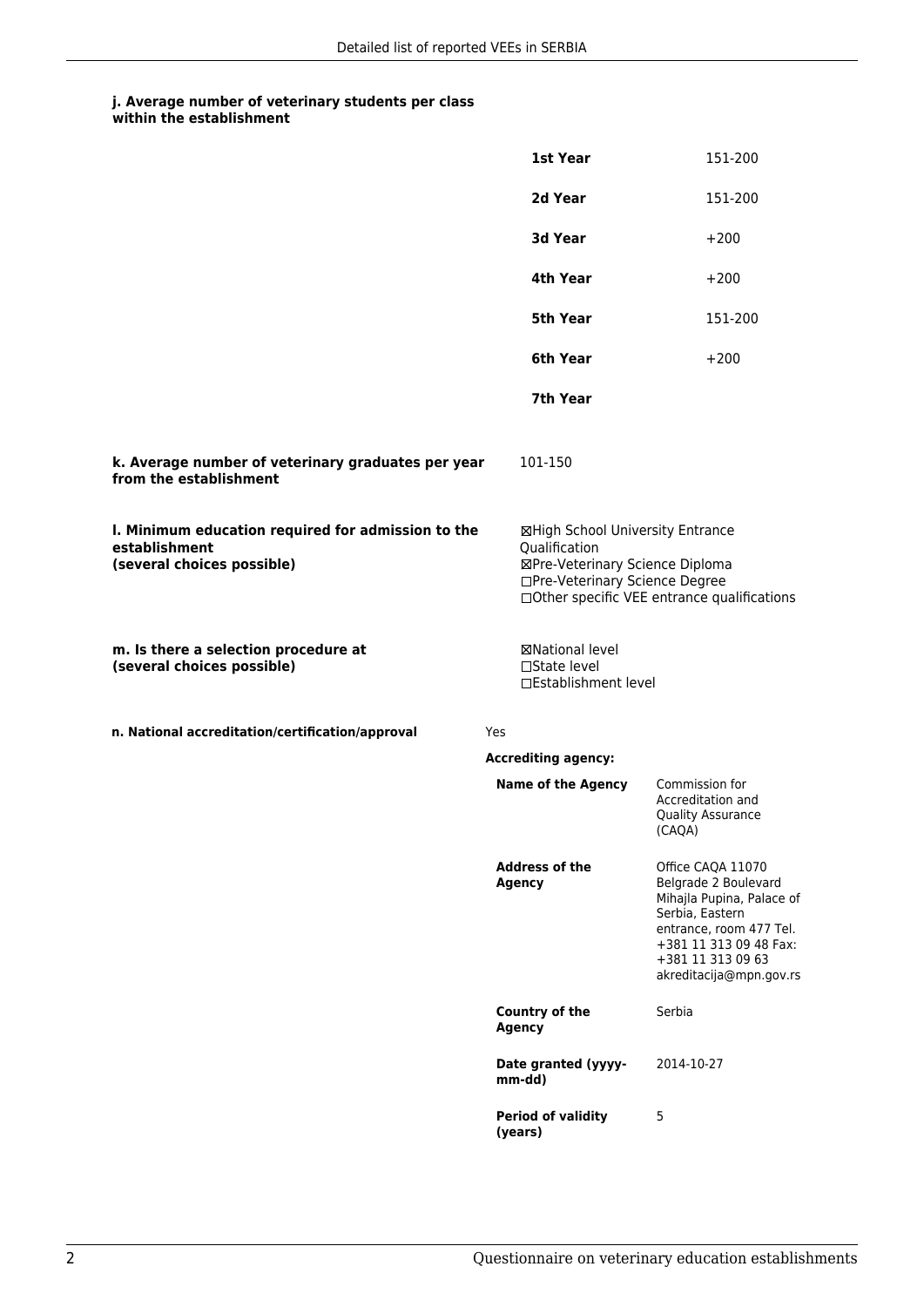#### j. Average number of veterinary students per class within the establishment

| | |
|---|---|
| **1st Year** | 151-200 |
| **2d Year** | 151-200 |
| **3d Year** | +200 |
| **4th Year** | +200 |
| **5th Year** | 151-200 |
| **6th Year** | +200 |
| **7th Year** | |

**k. Average number of veterinary graduates per year from the establishment**

101-150

**l. Minimum education required for admission to the establishment (several choices possible)**

☒High School University Entrance Qualification
☒Pre-Veterinary Science Diploma
☐Pre-Veterinary Science Degree
☐Other specific VEE entrance qualifications

**m. Is there a selection procedure at (several choices possible)**

☒National level
☐State level
☐Establishment level

**n. National accreditation/certification/approval**

Yes

**Accrediting agency:**

| | |
|---|---|
| **Name of the Agency** | Commission for Accreditation and Quality Assurance (CAQA) |
| **Address of the Agency** | Office CAQA 11070 Belgrade 2 Boulevard Mihajla Pupina, Palace of Serbia, Eastern entrance, room 477 Tel. +381 11 313 09 48 Fax: +381 11 313 09 63 akreditacija@mpn.gov.rs |
| **Country of the Agency** | Serbia |
| **Date granted (yyyy-mm-dd)** | 2014-10-27 |
| **Period of validity (years)** | 5 |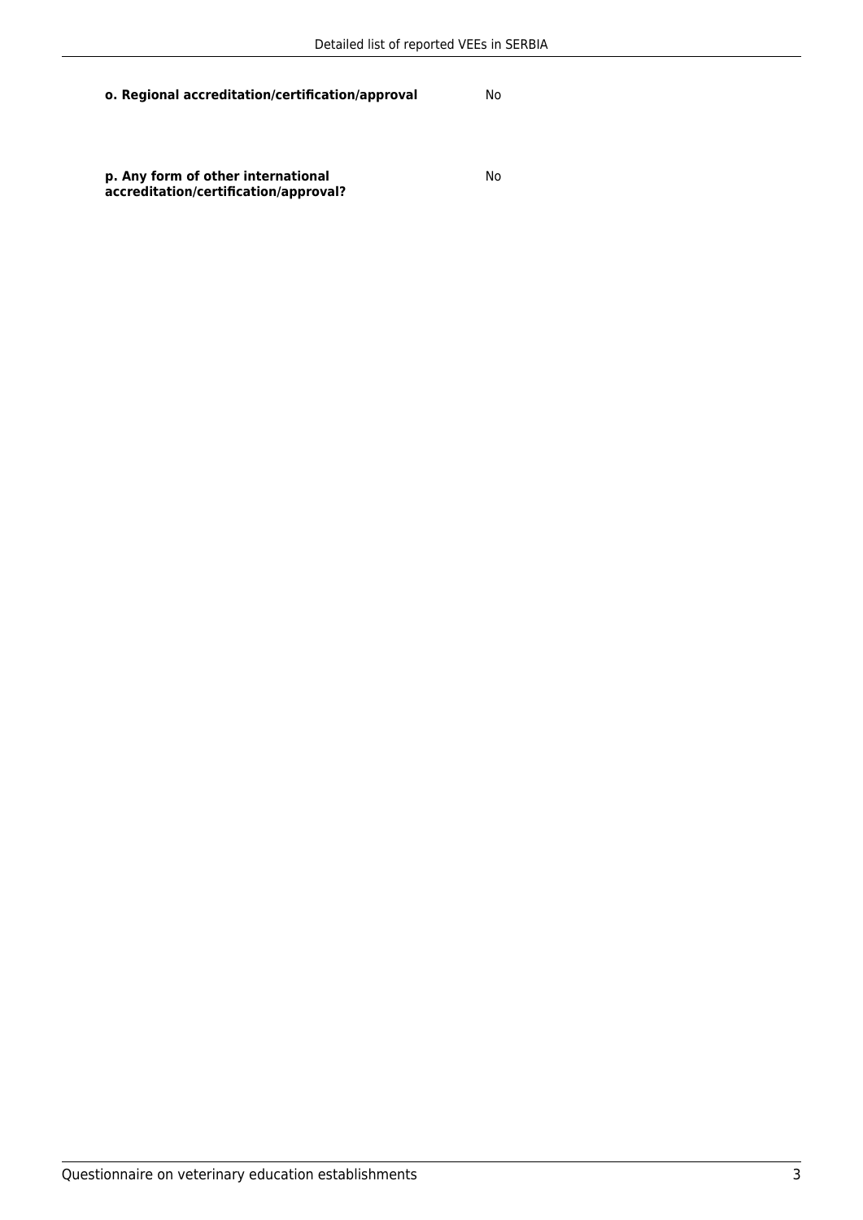**o. Regional accreditation/certification/approval** No

**p. Any form of other international accreditation/certification/approval?** No